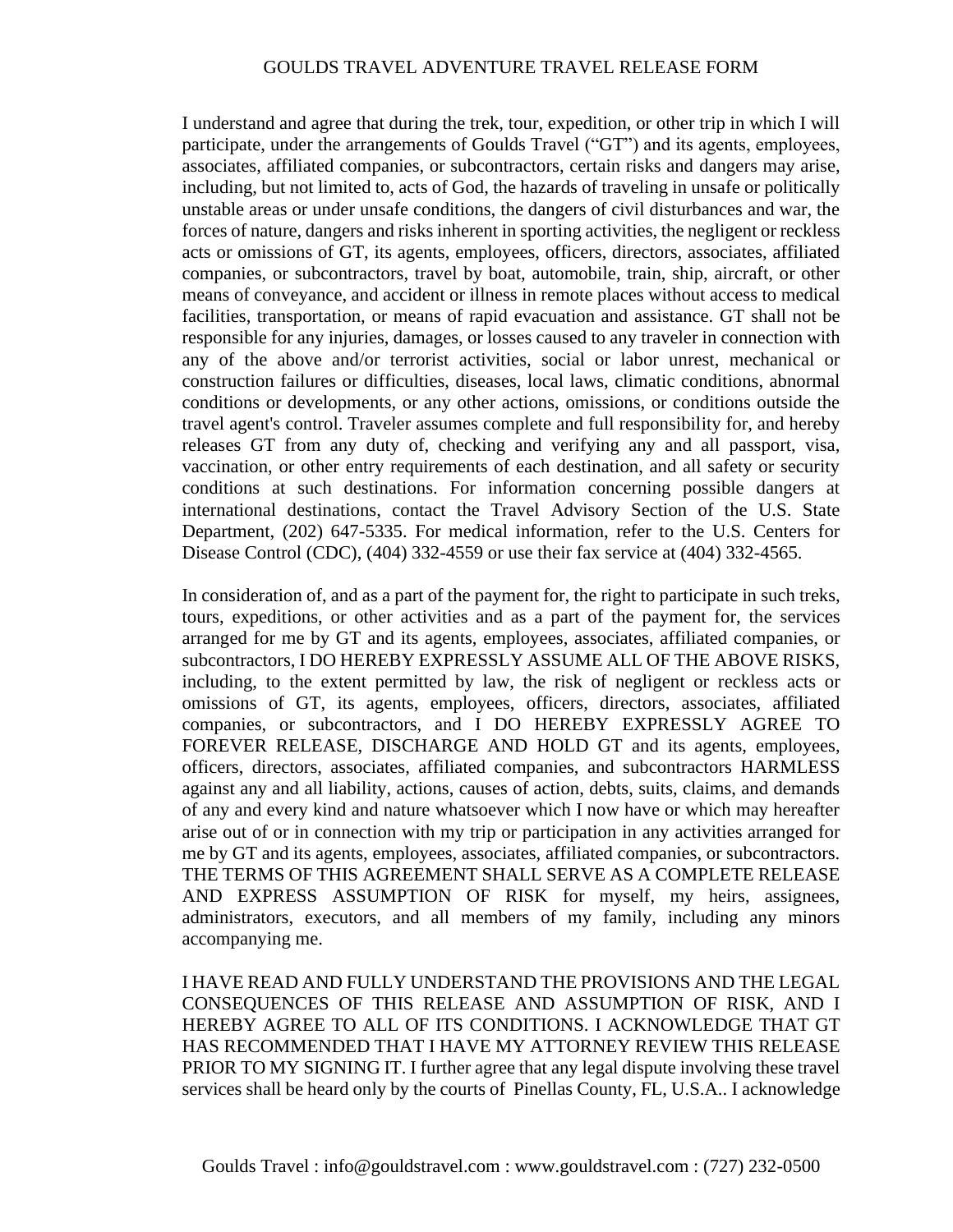# GOULDS TRAVEL ADVENTURE TRAVEL RELEASE FORM

I understand and agree that during the trek, tour, expedition, or other trip in which I will participate, under the arrangements of Goulds Travel ("GT") and its agents, employees, associates, affiliated companies, or subcontractors, certain risks and dangers may arise, including, but not limited to, acts of God, the hazards of traveling in unsafe or politically unstable areas or under unsafe conditions, the dangers of civil disturbances and war, the forces of nature, dangers and risks inherent in sporting activities, the negligent or reckless acts or omissions of GT, its agents, employees, officers, directors, associates, affiliated companies, or subcontractors, travel by boat, automobile, train, ship, aircraft, or other means of conveyance, and accident or illness in remote places without access to medical facilities, transportation, or means of rapid evacuation and assistance. GT shall not be responsible for any injuries, damages, or losses caused to any traveler in connection with any of the above and/or terrorist activities, social or labor unrest, mechanical or construction failures or difficulties, diseases, local laws, climatic conditions, abnormal conditions or developments, or any other actions, omissions, or conditions outside the travel agent's control. Traveler assumes complete and full responsibility for, and hereby releases GT from any duty of, checking and verifying any and all passport, visa, vaccination, or other entry requirements of each destination, and all safety or security conditions at such destinations. For information concerning possible dangers at international destinations, contact the Travel Advisory Section of the U.S. State Department, (202) 647-5335. For medical information, refer to the U.S. Centers for Disease Control (CDC), (404) 332-4559 or use their fax service at (404) 332-4565.

In consideration of, and as a part of the payment for, the right to participate in such treks, tours, expeditions, or other activities and as a part of the payment for, the services arranged for me by GT and its agents, employees, associates, affiliated companies, or subcontractors, I DO HEREBY EXPRESSLY ASSUME ALL OF THE ABOVE RISKS, including, to the extent permitted by law, the risk of negligent or reckless acts or omissions of GT, its agents, employees, officers, directors, associates, affiliated companies, or subcontractors, and I DO HEREBY EXPRESSLY AGREE TO FOREVER RELEASE, DISCHARGE AND HOLD GT and its agents, employees, officers, directors, associates, affiliated companies, and subcontractors HARMLESS against any and all liability, actions, causes of action, debts, suits, claims, and demands of any and every kind and nature whatsoever which I now have or which may hereafter arise out of or in connection with my trip or participation in any activities arranged for me by GT and its agents, employees, associates, affiliated companies, or subcontractors. THE TERMS OF THIS AGREEMENT SHALL SERVE AS A COMPLETE RELEASE AND EXPRESS ASSUMPTION OF RISK for myself, my heirs, assignees, administrators, executors, and all members of my family, including any minors accompanying me.

I HAVE READ AND FULLY UNDERSTAND THE PROVISIONS AND THE LEGAL CONSEQUENCES OF THIS RELEASE AND ASSUMPTION OF RISK, AND I HEREBY AGREE TO ALL OF ITS CONDITIONS. I ACKNOWLEDGE THAT GT HAS RECOMMENDED THAT I HAVE MY ATTORNEY REVIEW THIS RELEASE PRIOR TO MY SIGNING IT. I further agree that any legal dispute involving these travel services shall be heard only by the courts of Pinellas County, FL, U.S.A.. I acknowledge

Goulds Travel : info@gouldstravel.com : www.gouldstravel.com : (727) 232-0500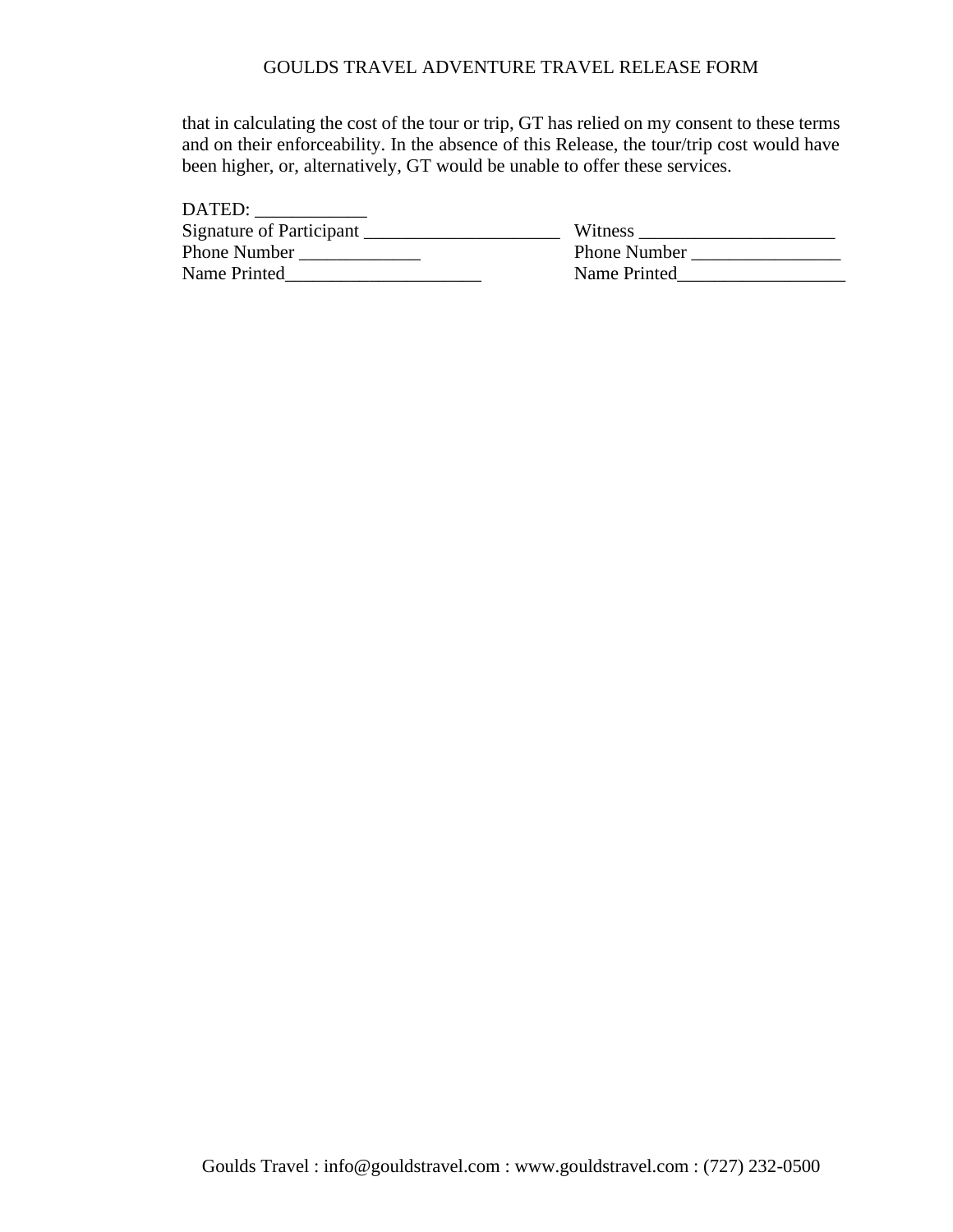that in calculating the cost of the tour or trip, GT has relied on my consent to these terms and on their enforceability. In the absence of this Release, the tour/trip cost would have been higher, or, alternatively, GT would be unable to offer these services.

DATED: ____________

| | |
|---|---|
| Signature of Participant _____________________ | Witness _____________________ |
| Phone Number _____________ | Phone Number ________________ |
| Name Printed_____________________ | Name Printed__________________ |